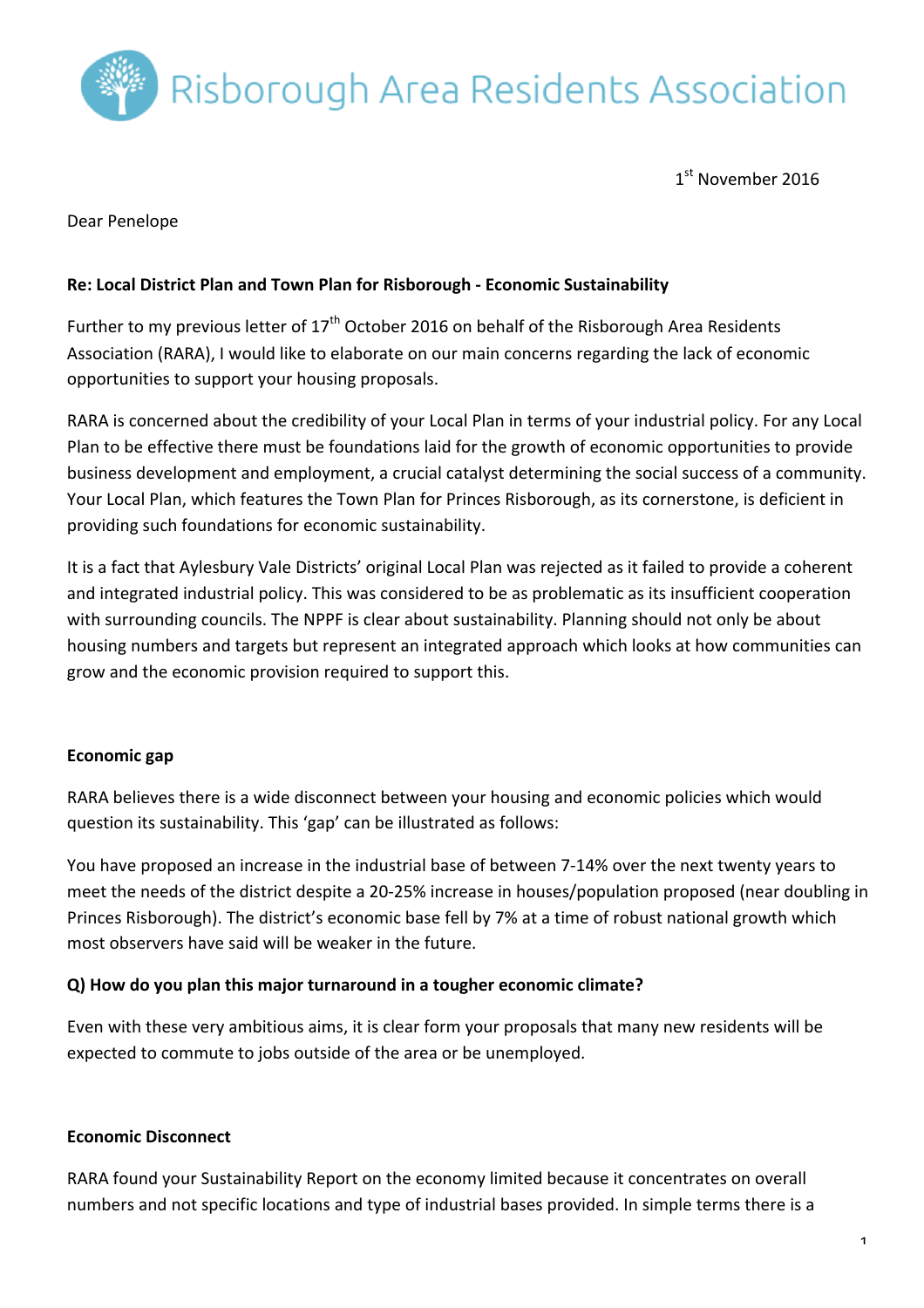Risborough Area Residents Association

1st November 2016

Dear Penelope

**Re: Local District Plan and Town Plan for Risborough - Economic Sustainability**

Further to my previous letter of 17th October 2016 on behalf of the Risborough Area Residents Association (RARA), I would like to elaborate on our main concerns regarding the lack of economic opportunities to support your housing proposals.

RARA is concerned about the credibility of your Local Plan in terms of your industrial policy. For any Local Plan to be effective there must be foundations laid for the growth of economic opportunities to provide business development and employment, a crucial catalyst determining the social success of a community. Your Local Plan, which features the Town Plan for Princes Risborough, as its cornerstone, is deficient in providing such foundations for economic sustainability.

It is a fact that Aylesbury Vale Districts' original Local Plan was rejected as it failed to provide a coherent and integrated industrial policy. This was considered to be as problematic as its insufficient cooperation with surrounding councils. The NPPF is clear about sustainability. Planning should not only be about housing numbers and targets but represent an integrated approach which looks at how communities can grow and the economic provision required to support this.

**Economic gap**

RARA believes there is a wide disconnect between your housing and economic policies which would question its sustainability. This 'gap' can be illustrated as follows:

You have proposed an increase in the industrial base of between 7-14% over the next twenty years to meet the needs of the district despite a 20-25% increase in houses/population proposed (near doubling in Princes Risborough). The district's economic base fell by 7% at a time of robust national growth which most observers have said will be weaker in the future.

**Q) How do you plan this major turnaround in a tougher economic climate?**

Even with these very ambitious aims, it is clear form your proposals that many new residents will be expected to commute to jobs outside of the area or be unemployed.

**Economic Disconnect**

RARA found your Sustainability Report on the economy limited because it concentrates on overall numbers and not specific locations and type of industrial bases provided. In simple terms there is a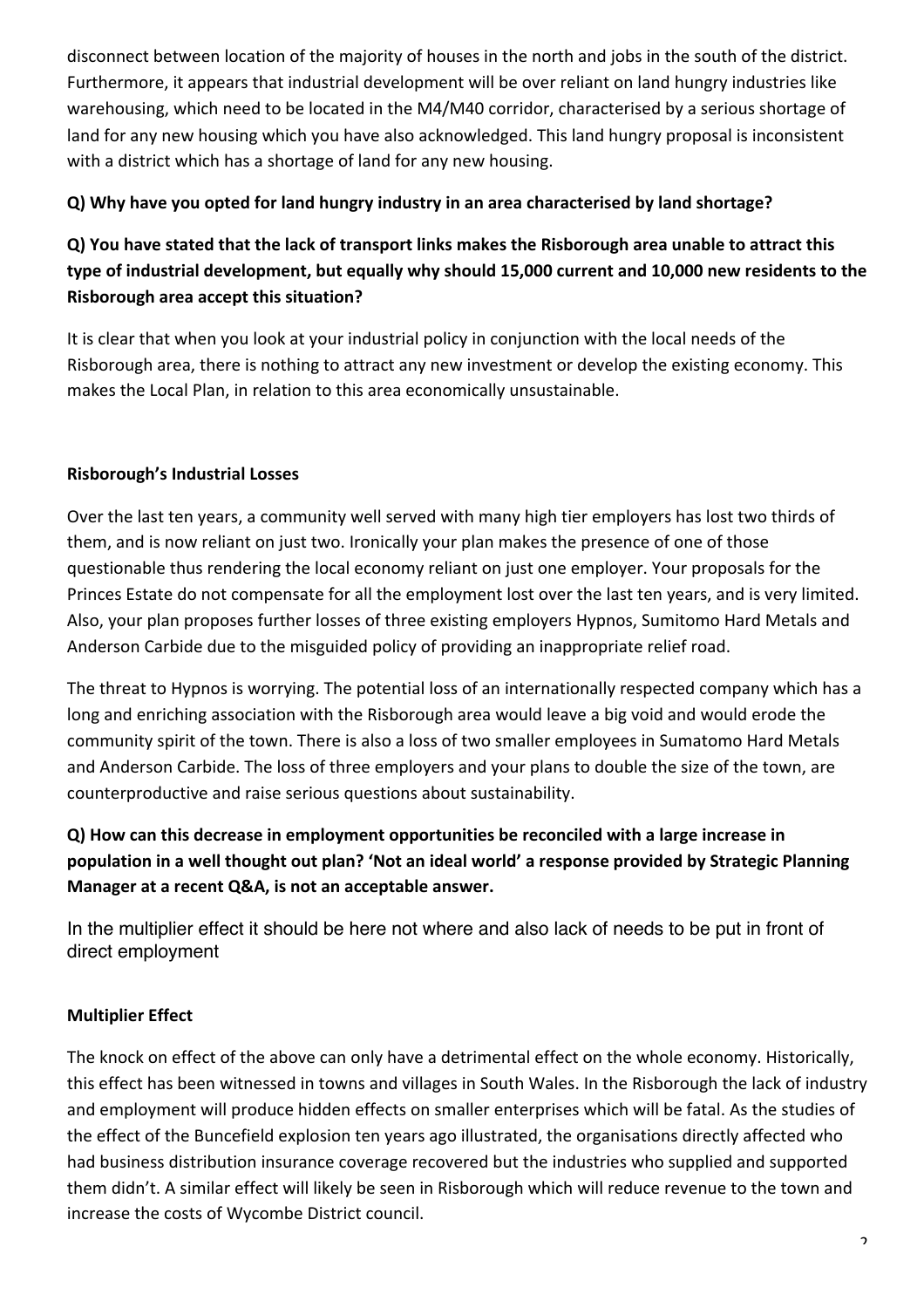disconnect between location of the majority of houses in the north and jobs in the south of the district. Furthermore, it appears that industrial development will be over reliant on land hungry industries like warehousing, which need to be located in the M4/M40 corridor, characterised by a serious shortage of land for any new housing which you have also acknowledged. This land hungry proposal is inconsistent with a district which has a shortage of land for any new housing.

**Q) Why have you opted for land hungry industry in an area characterised by land shortage?**

**Q) You have stated that the lack of transport links makes the Risborough area unable to attract this type of industrial development, but equally why should 15,000 current and 10,000 new residents to the Risborough area accept this situation?**

It is clear that when you look at your industrial policy in conjunction with the local needs of the Risborough area, there is nothing to attract any new investment or develop the existing economy. This makes the Local Plan, in relation to this area economically unsustainable.

**Risborough's Industrial Losses**

Over the last ten years, a community well served with many high tier employers has lost two thirds of them, and is now reliant on just two. Ironically your plan makes the presence of one of those questionable thus rendering the local economy reliant on just one employer. Your proposals for the Princes Estate do not compensate for all the employment lost over the last ten years, and is very limited. Also, your plan proposes further losses of three existing employers Hypnos, Sumitomo Hard Metals and Anderson Carbide due to the misguided policy of providing an inappropriate relief road.

The threat to Hypnos is worrying. The potential loss of an internationally respected company which has a long and enriching association with the Risborough area would leave a big void and would erode the community spirit of the town. There is also a loss of two smaller employees in Sumatomo Hard Metals and Anderson Carbide. The loss of three employers and your plans to double the size of the town, are counterproductive and raise serious questions about sustainability.

**Q) How can this decrease in employment opportunities be reconciled with a large increase in population in a well thought out plan? 'Not an ideal world' a response provided by Strategic Planning Manager at a recent Q&A, is not an acceptable answer.**

In the multiplier effect it should be here not where and also lack of needs to be put in front of direct employment

**Multiplier Effect**

The knock on effect of the above can only have a detrimental effect on the whole economy. Historically, this effect has been witnessed in towns and villages in South Wales. In the Risborough the lack of industry and employment will produce hidden effects on smaller enterprises which will be fatal. As the studies of the effect of the Buncefield explosion ten years ago illustrated, the organisations directly affected who had business distribution insurance coverage recovered but the industries who supplied and supported them didn't. A similar effect will likely be seen in Risborough which will reduce revenue to the town and increase the costs of Wycombe District council.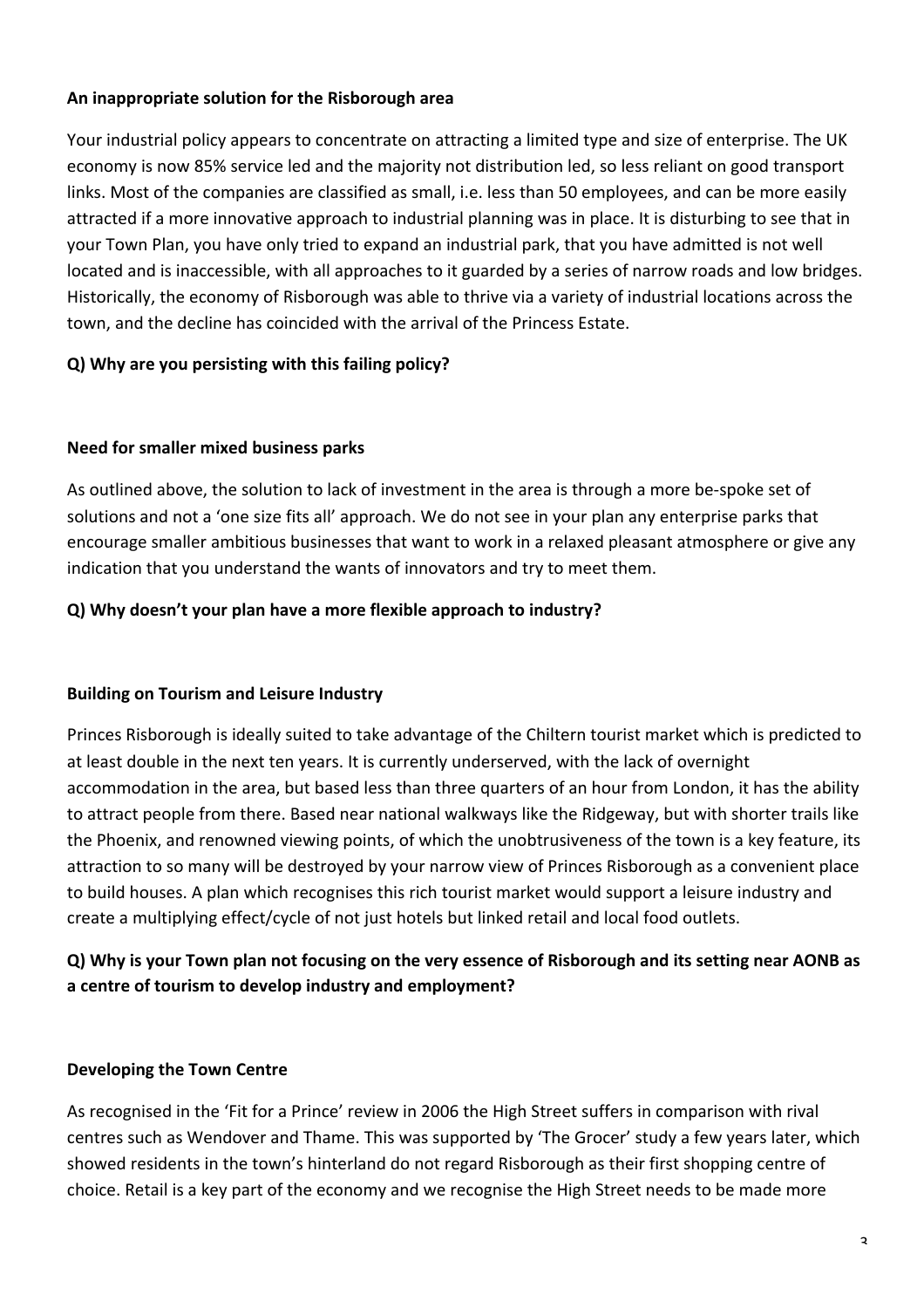**An inappropriate solution for the Risborough area**

Your industrial policy appears to concentrate on attracting a limited type and size of enterprise. The UK economy is now 85% service led and the majority not distribution led, so less reliant on good transport links. Most of the companies are classified as small, i.e. less than 50 employees, and can be more easily attracted if a more innovative approach to industrial planning was in place. It is disturbing to see that in your Town Plan, you have only tried to expand an industrial park, that you have admitted is not well located and is inaccessible, with all approaches to it guarded by a series of narrow roads and low bridges. Historically, the economy of Risborough was able to thrive via a variety of industrial locations across the town, and the decline has coincided with the arrival of the Princess Estate.

**Q) Why are you persisting with this failing policy?**

**Need for smaller mixed business parks**

As outlined above, the solution to lack of investment in the area is through a more be-spoke set of solutions and not a 'one size fits all' approach. We do not see in your plan any enterprise parks that encourage smaller ambitious businesses that want to work in a relaxed pleasant atmosphere or give any indication that you understand the wants of innovators and try to meet them.

**Q) Why doesn't your plan have a more flexible approach to industry?**

**Building on Tourism and Leisure Industry**

Princes Risborough is ideally suited to take advantage of the Chiltern tourist market which is predicted to at least double in the next ten years. It is currently underserved, with the lack of overnight accommodation in the area, but based less than three quarters of an hour from London, it has the ability to attract people from there. Based near national walkways like the Ridgeway, but with shorter trails like the Phoenix, and renowned viewing points, of which the unobtrusiveness of the town is a key feature, its attraction to so many will be destroyed by your narrow view of Princes Risborough as a convenient place to build houses. A plan which recognises this rich tourist market would support a leisure industry and create a multiplying effect/cycle of not just hotels but linked retail and local food outlets.

**Q) Why is your Town plan not focusing on the very essence of Risborough and its setting near AONB as a centre of tourism to develop industry and employment?**

**Developing the Town Centre**

As recognised in the 'Fit for a Prince' review in 2006 the High Street suffers in comparison with rival centres such as Wendover and Thame. This was supported by 'The Grocer' study a few years later, which showed residents in the town's hinterland do not regard Risborough as their first shopping centre of choice. Retail is a key part of the economy and we recognise the High Street needs to be made more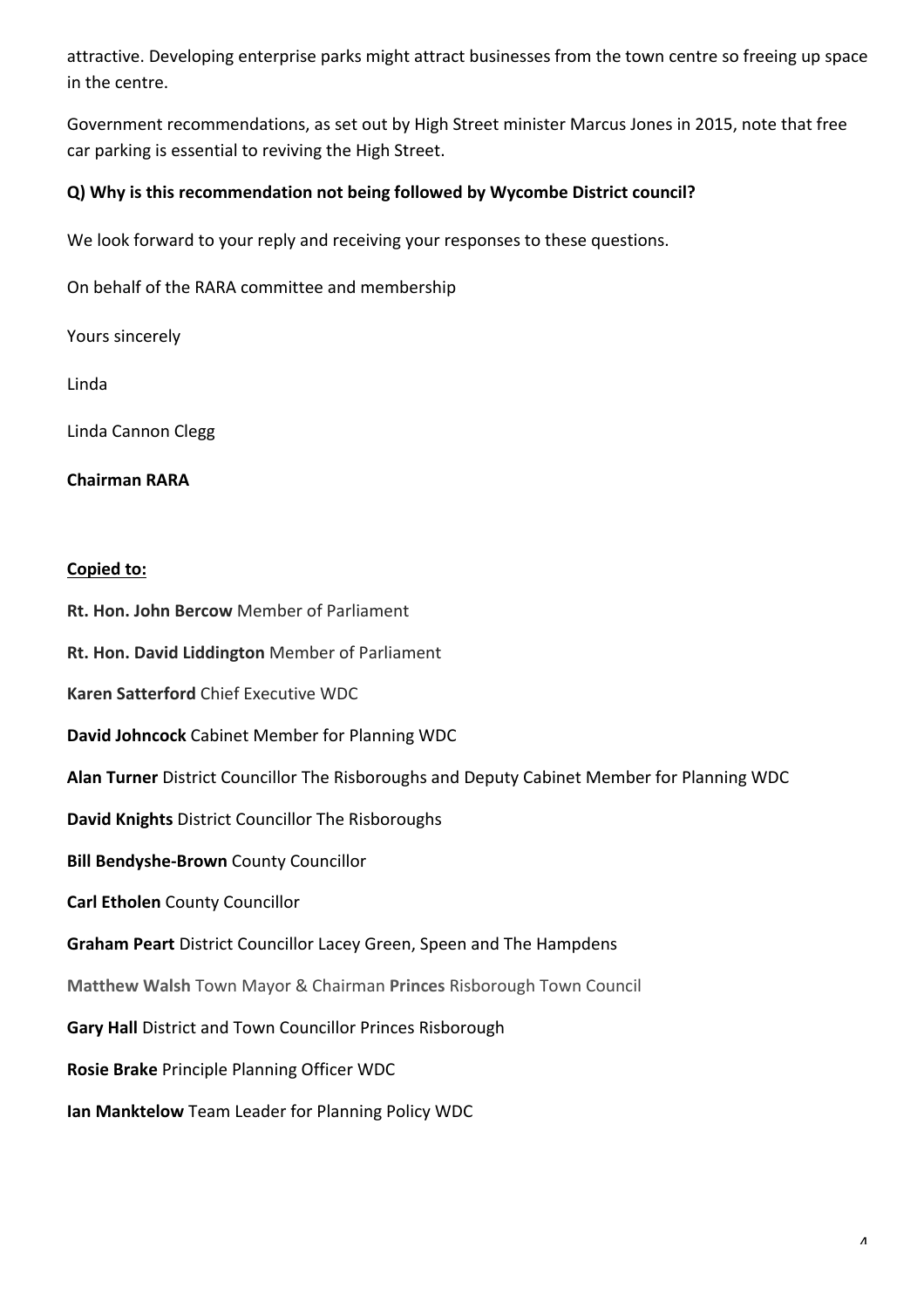attractive. Developing enterprise parks might attract businesses from the town centre so freeing up space in the centre.

Government recommendations, as set out by High Street minister Marcus Jones in 2015, note that free car parking is essential to reviving the High Street.

**Q) Why is this recommendation not being followed by Wycombe District council?**

We look forward to your reply and receiving your responses to these questions.

On behalf of the RARA committee and membership

Yours sincerely

Linda

Linda Cannon Clegg

**Chairman RARA**

**Copied to:**

**Rt. Hon. John Bercow** Member of Parliament

**Rt. Hon. David Liddington** Member of Parliament

**Karen Satterford** Chief Executive WDC

**David Johncock** Cabinet Member for Planning WDC

**Alan Turner** District Councillor The Risboroughs and Deputy Cabinet Member for Planning WDC

**David Knights** District Councillor The Risboroughs

**Bill Bendyshe-Brown** County Councillor

**Carl Etholen** County Councillor

**Graham Peart** District Councillor Lacey Green, Speen and The Hampdens

**Matthew Walsh** Town Mayor & Chairman **Princes** Risborough Town Council

**Gary Hall** District and Town Councillor Princes Risborough

**Rosie Brake** Principle Planning Officer WDC

**Ian Manktelow** Team Leader for Planning Policy WDC